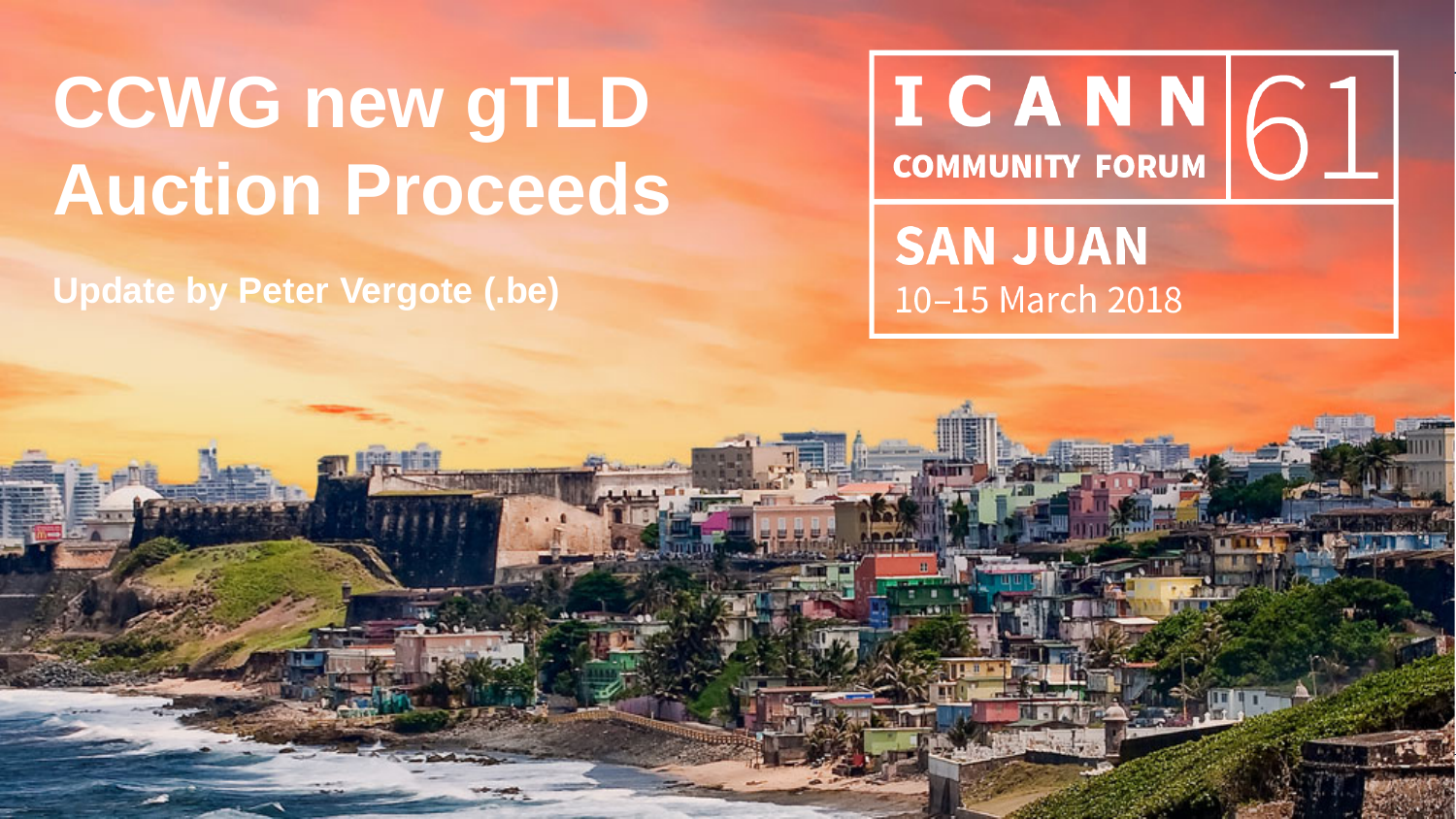# CCWG new gTLD Auction Proceeds

**Update by Peter Vergote (.be)**

ICANN 61
COMMUNITY FORUM
SAN JUAN
10–15 March 2018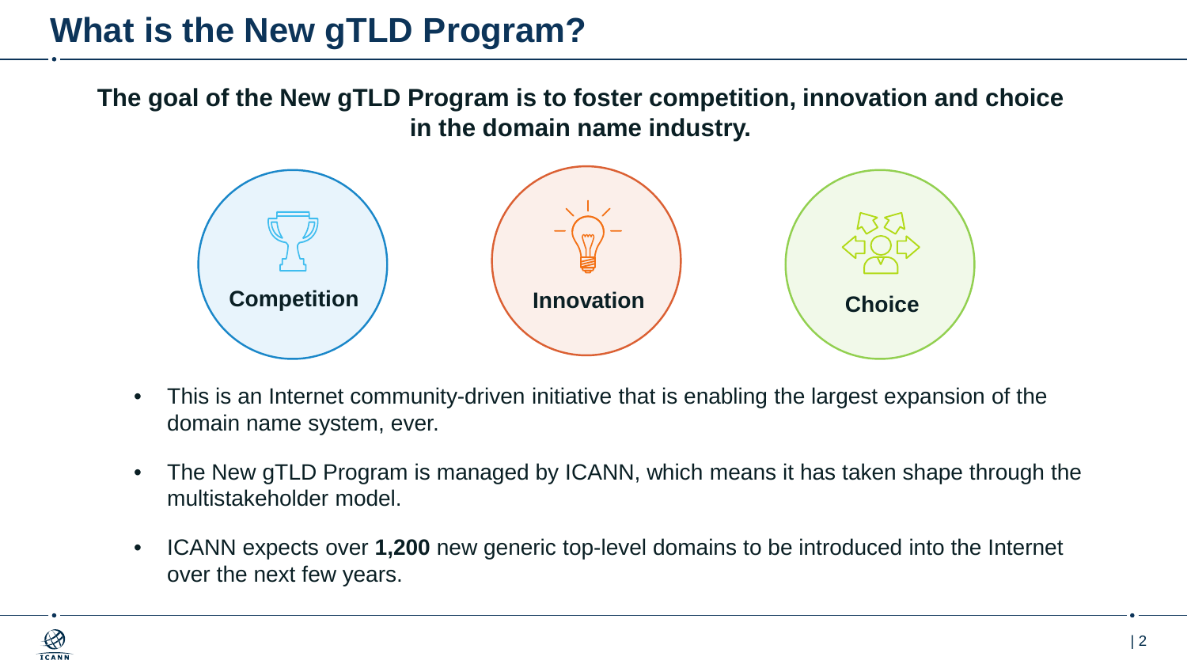# What is the New gTLD Program?

**The goal of the New gTLD Program is to foster competition, innovation and choice in the domain name industry.**

**Competition**

**Innovation**

**Choice**

- This is an Internet community-driven initiative that is enabling the largest expansion of the domain name system, ever.
- The New gTLD Program is managed by ICANN, which means it has taken shape through the multistakeholder model.
- ICANN expects over **1,200** new generic top-level domains to be introduced into the Internet over the next few years.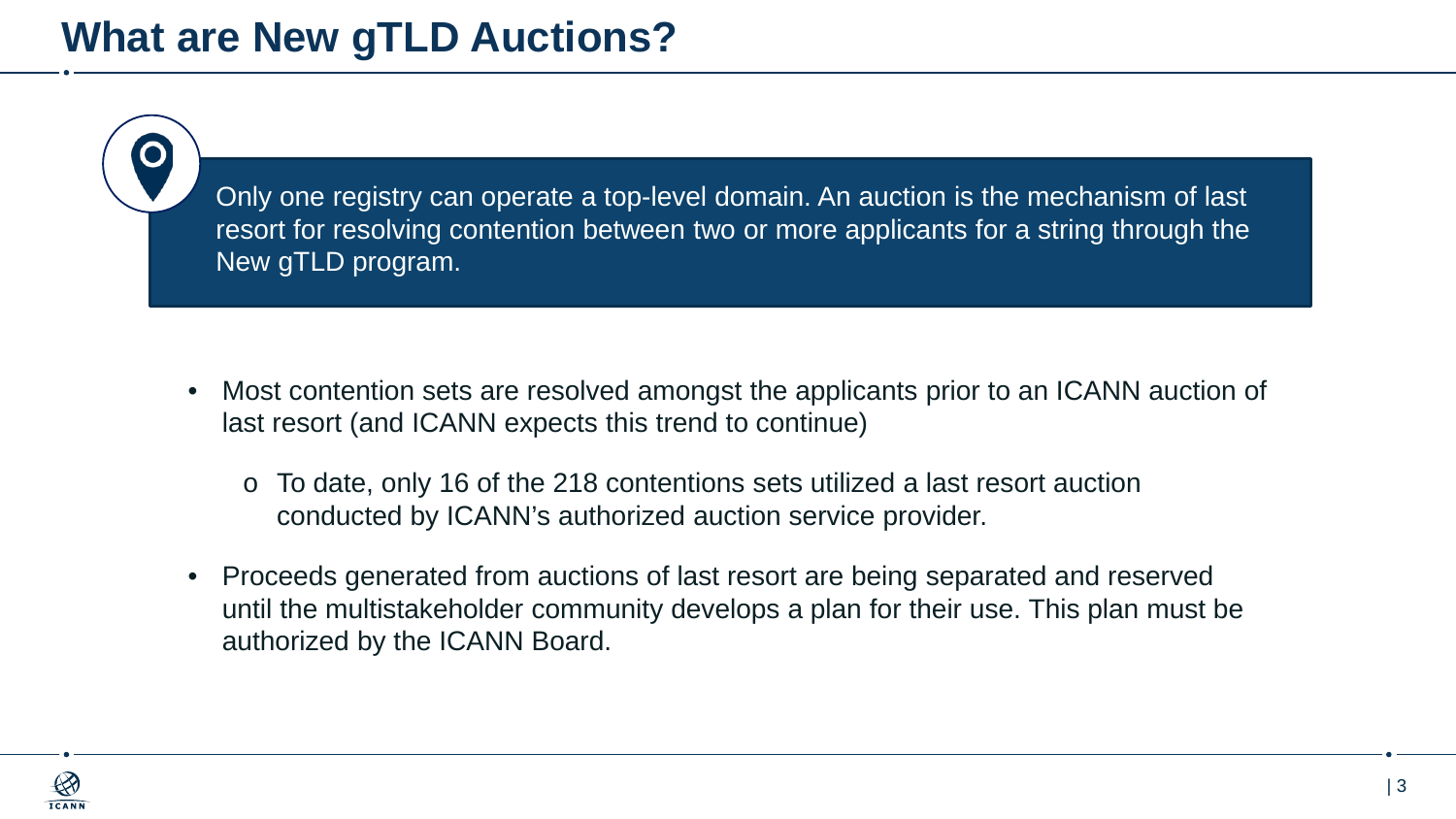# What are New gTLD Auctions?

Only one registry can operate a top-level domain. An auction is the mechanism of last resort for resolving contention between two or more applicants for a string through the New gTLD program.

- Most contention sets are resolved amongst the applicants prior to an ICANN auction of last resort (and ICANN expects this trend to continue)
  - To date, only 16 of the 218 contentions sets utilized a last resort auction conducted by ICANN's authorized auction service provider.
- Proceeds generated from auctions of last resort are being separated and reserved until the multistakeholder community develops a plan for their use. This plan must be authorized by the ICANN Board.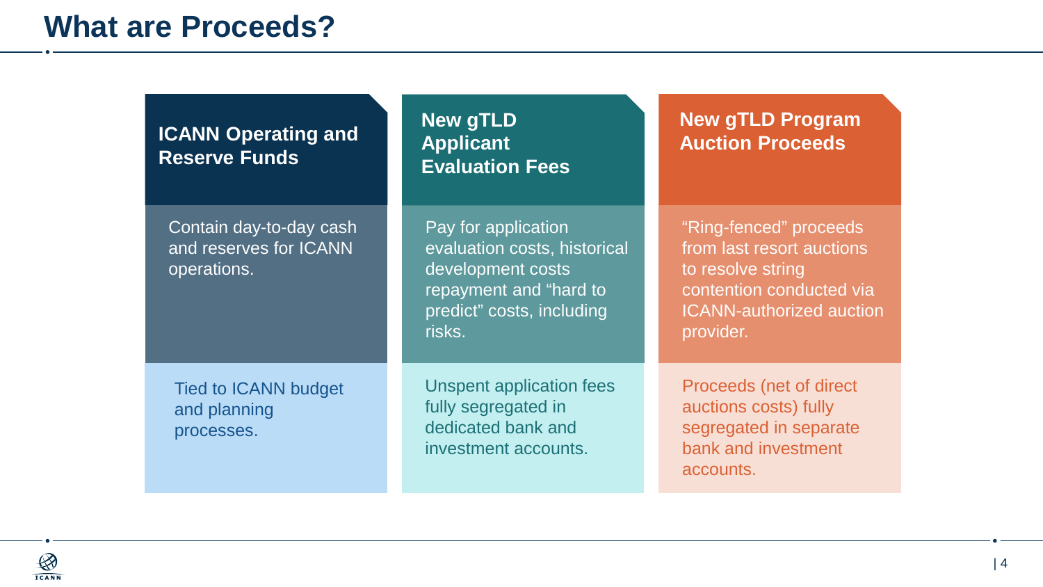# What are Proceeds?

| ICANN Operating and Reserve Funds | New gTLD Applicant Evaluation Fees | New gTLD Program Auction Proceeds |
| --- | --- | --- |
| Contain day-to-day cash and reserves for ICANN operations. | Pay for application evaluation costs, historical development costs repayment and "hard to predict" costs, including risks. | "Ring-fenced" proceeds from last resort auctions to resolve string contention conducted via ICANN-authorized auction provider. |
| Tied to ICANN budget and planning processes. | Unspent application fees fully segregated in dedicated bank and investment accounts. | Proceeds (net of direct auctions costs) fully segregated in separate bank and investment accounts. |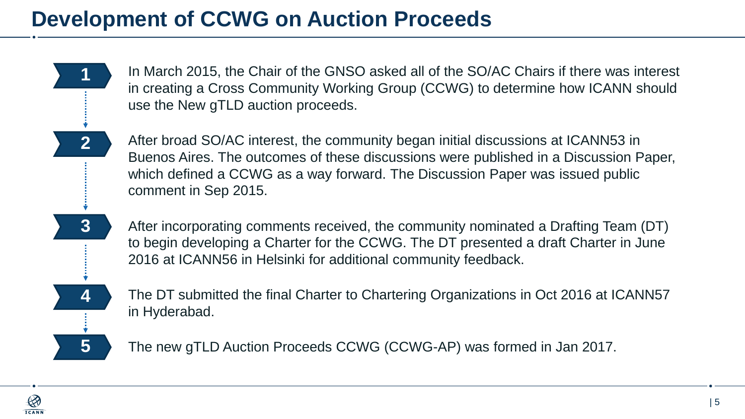# Development of CCWG on Auction Proceeds

1. In March 2015, the Chair of the GNSO asked all of the SO/AC Chairs if there was interest in creating a Cross Community Working Group (CCWG) to determine how ICANN should use the New gTLD auction proceeds.

2. After broad SO/AC interest, the community began initial discussions at ICANN53 in Buenos Aires. The outcomes of these discussions were published in a Discussion Paper, which defined a CCWG as a way forward. The Discussion Paper was issued public comment in Sep 2015.

3. After incorporating comments received, the community nominated a Drafting Team (DT) to begin developing a Charter for the CCWG. The DT presented a draft Charter in June 2016 at ICANN56 in Helsinki for additional community feedback.

4. The DT submitted the final Charter to Chartering Organizations in Oct 2016 at ICANN57 in Hyderabad.

5. The new gTLD Auction Proceeds CCWG (CCWG-AP) was formed in Jan 2017.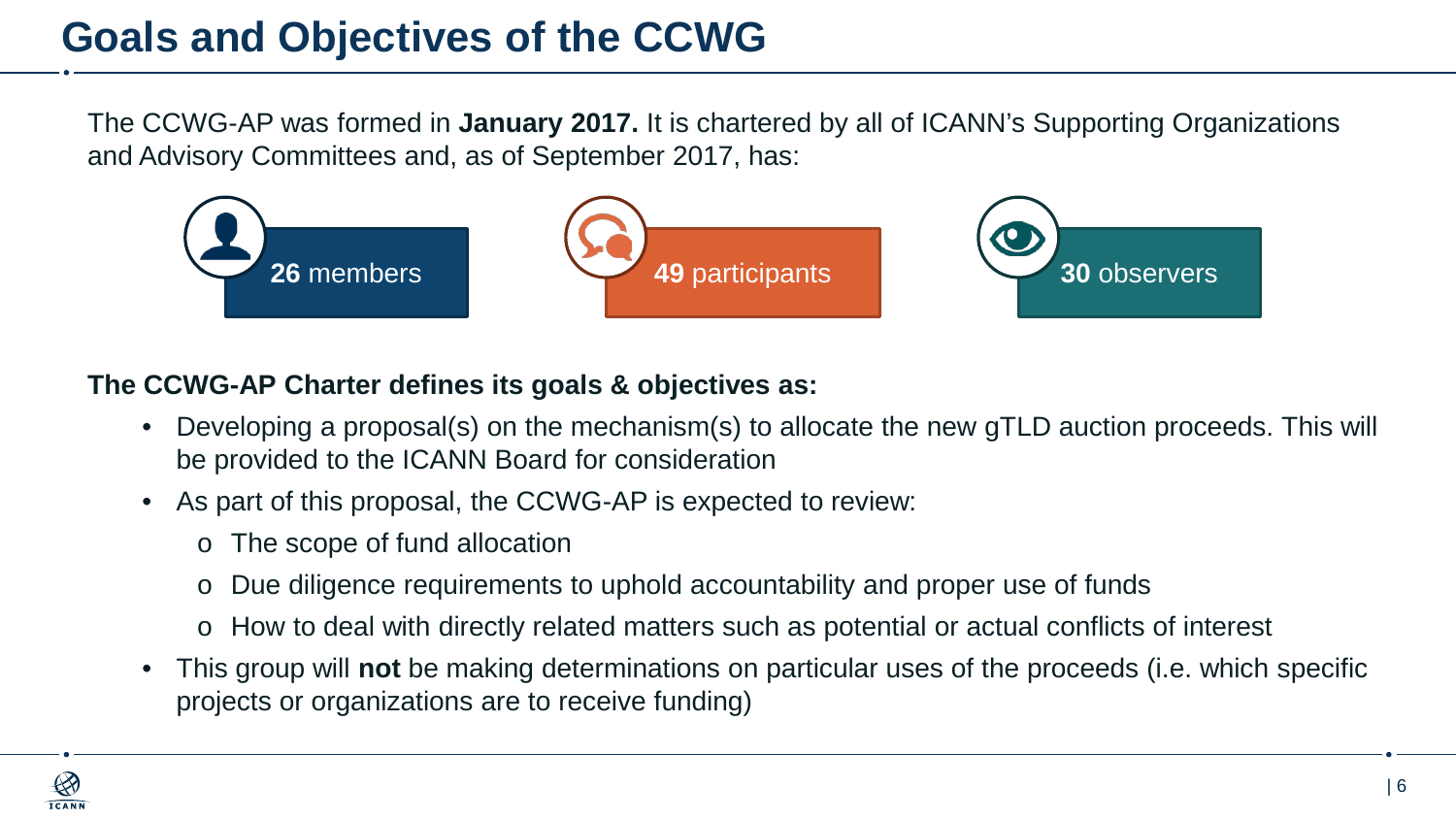# Goals and Objectives of the CCWG

The CCWG-AP was formed in **January 2017.** It is chartered by all of ICANN's Supporting Organizations and Advisory Committees and, as of September 2017, has:

- **26** members
- **49** participants
- **30** observers

**The CCWG-AP Charter defines its goals & objectives as:**

- Developing a proposal(s) on the mechanism(s) to allocate the new gTLD auction proceeds. This will be provided to the ICANN Board for consideration
- As part of this proposal, the CCWG-AP is expected to review:
  - The scope of fund allocation
  - Due diligence requirements to uphold accountability and proper use of funds
  - How to deal with directly related matters such as potential or actual conflicts of interest
- This group will **not** be making determinations on particular uses of the proceeds (i.e. which specific projects or organizations are to receive funding)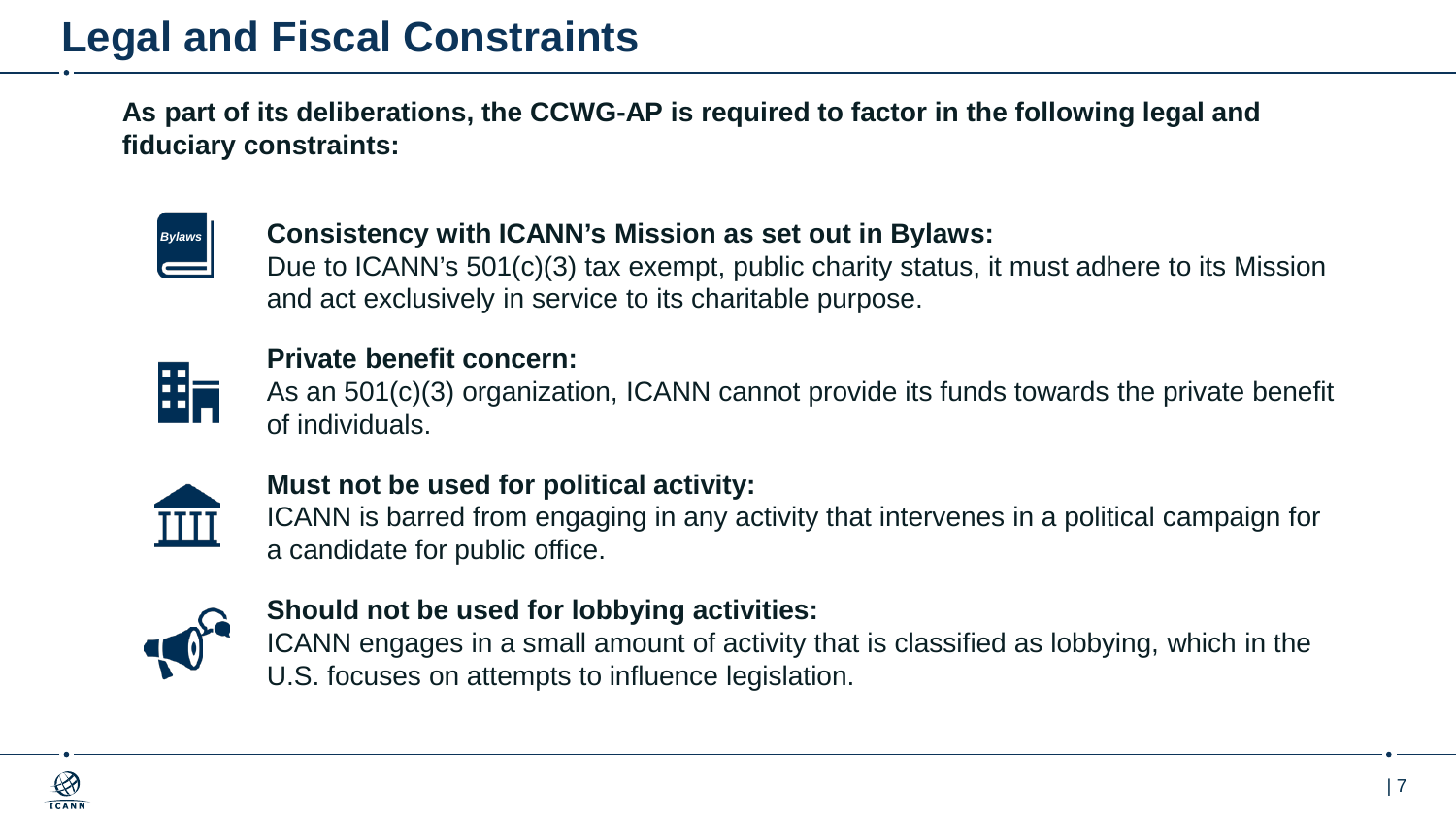# Legal and Fiscal Constraints

**As part of its deliberations, the CCWG-AP is required to factor in the following legal and fiduciary constraints:**

**Consistency with ICANN's Mission as set out in Bylaws:**
Due to ICANN's 501(c)(3) tax exempt, public charity status, it must adhere to its Mission and act exclusively in service to its charitable purpose.

**Private benefit concern:**
As an 501(c)(3) organization, ICANN cannot provide its funds towards the private benefit of individuals.

**Must not be used for political activity:**
ICANN is barred from engaging in any activity that intervenes in a political campaign for a candidate for public office.

**Should not be used for lobbying activities:**
ICANN engages in a small amount of activity that is classified as lobbying, which in the U.S. focuses on attempts to influence legislation.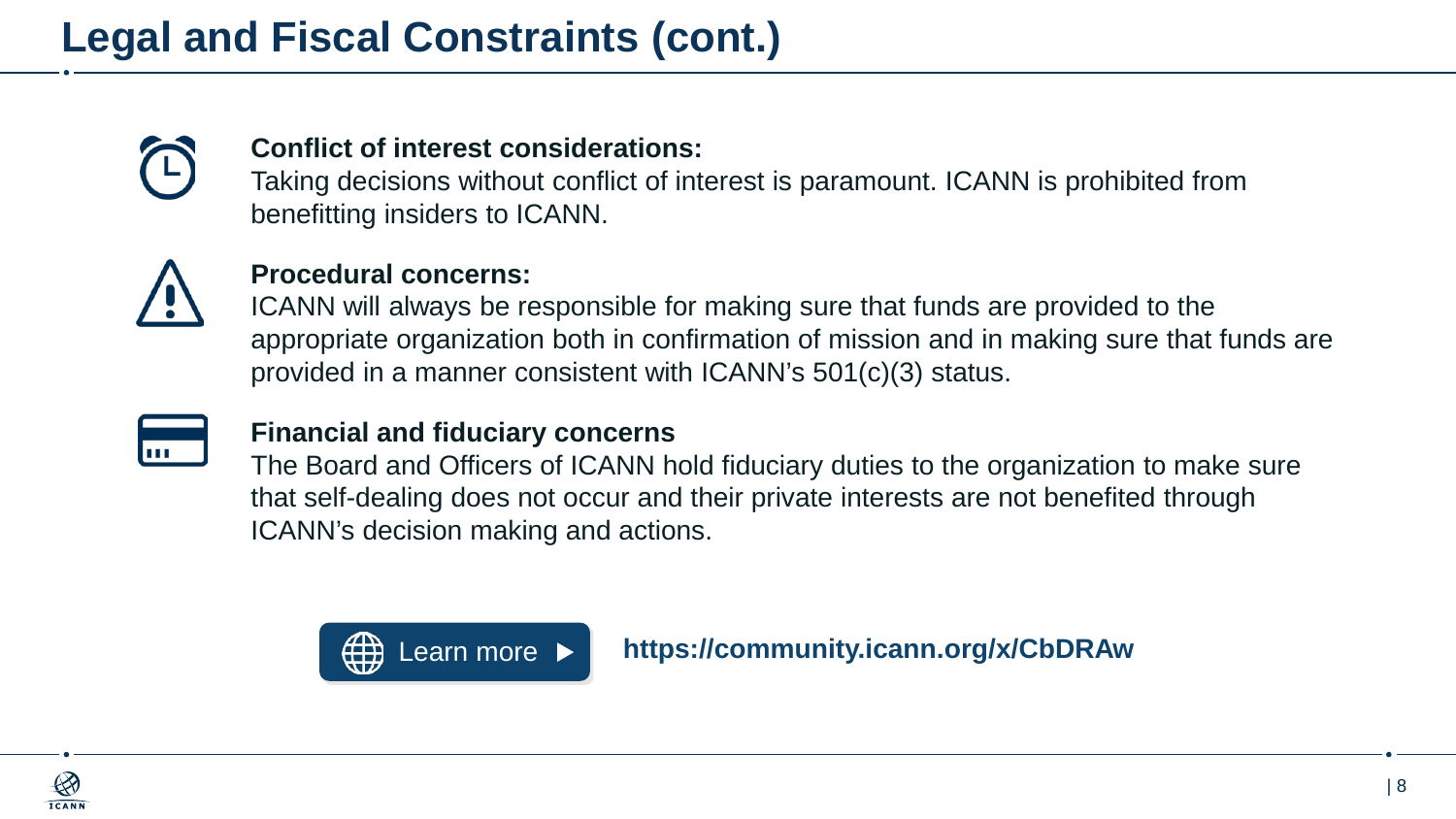# Legal and Fiscal Constraints (cont.)

**Conflict of interest considerations:**
Taking decisions without conflict of interest is paramount. ICANN is prohibited from benefitting insiders to ICANN.

**Procedural concerns:**
ICANN will always be responsible for making sure that funds are provided to the appropriate organization both in confirmation of mission and in making sure that funds are provided in a manner consistent with ICANN's 501(c)(3) status.

**Financial and fiduciary concerns**
The Board and Officers of ICANN hold fiduciary duties to the organization to make sure that self-dealing does not occur and their private interests are not benefited through ICANN's decision making and actions.

Learn more ▶ **https://community.icann.org/x/CbDRAw**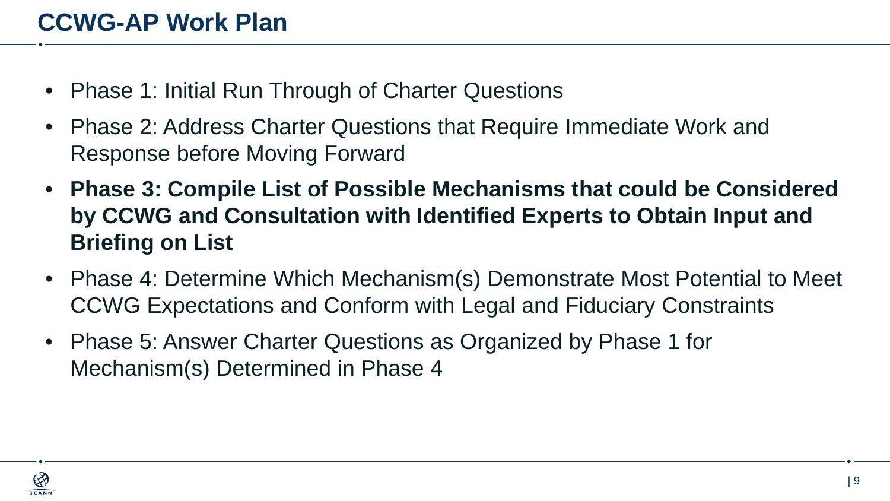# CCWG-AP Work Plan

- Phase 1: Initial Run Through of Charter Questions
- Phase 2: Address Charter Questions that Require Immediate Work and Response before Moving Forward
- **Phase 3: Compile List of Possible Mechanisms that could be Considered by CCWG and Consultation with Identified Experts to Obtain Input and Briefing on List**
- Phase 4: Determine Which Mechanism(s) Demonstrate Most Potential to Meet CCWG Expectations and Conform with Legal and Fiduciary Constraints
- Phase 5: Answer Charter Questions as Organized by Phase 1 for Mechanism(s) Determined in Phase 4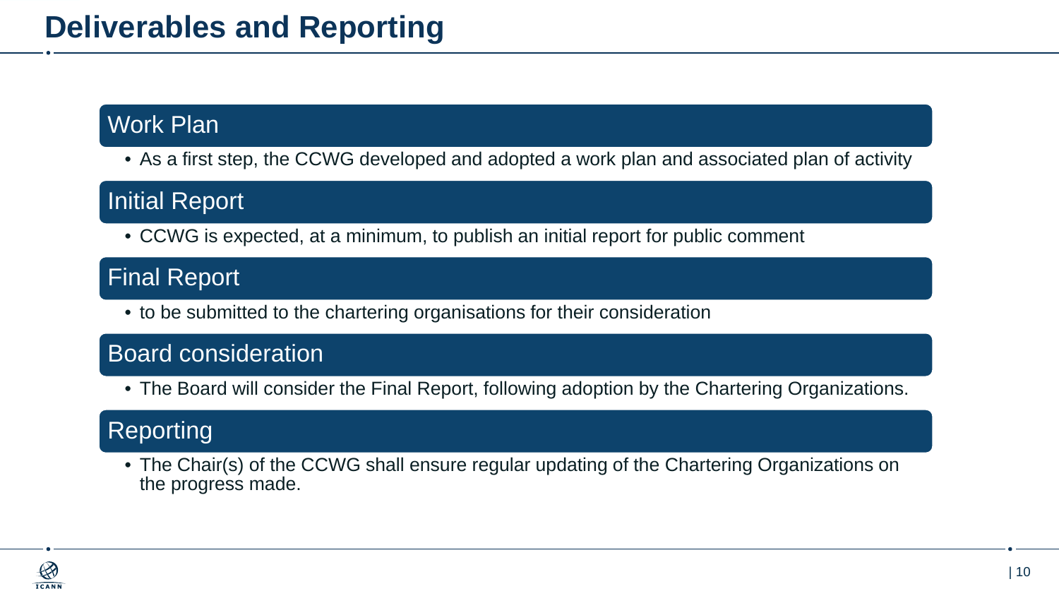# Deliverables and Reporting

## Work Plan

- As a first step, the CCWG developed and adopted a work plan and associated plan of activity

## Initial Report

- CCWG is expected, at a minimum, to publish an initial report for public comment

## Final Report

- to be submitted to the chartering organisations for their consideration

## Board consideration

- The Board will consider the Final Report, following adoption by the Chartering Organizations.

## Reporting

- The Chair(s) of the CCWG shall ensure regular updating of the Chartering Organizations on the progress made.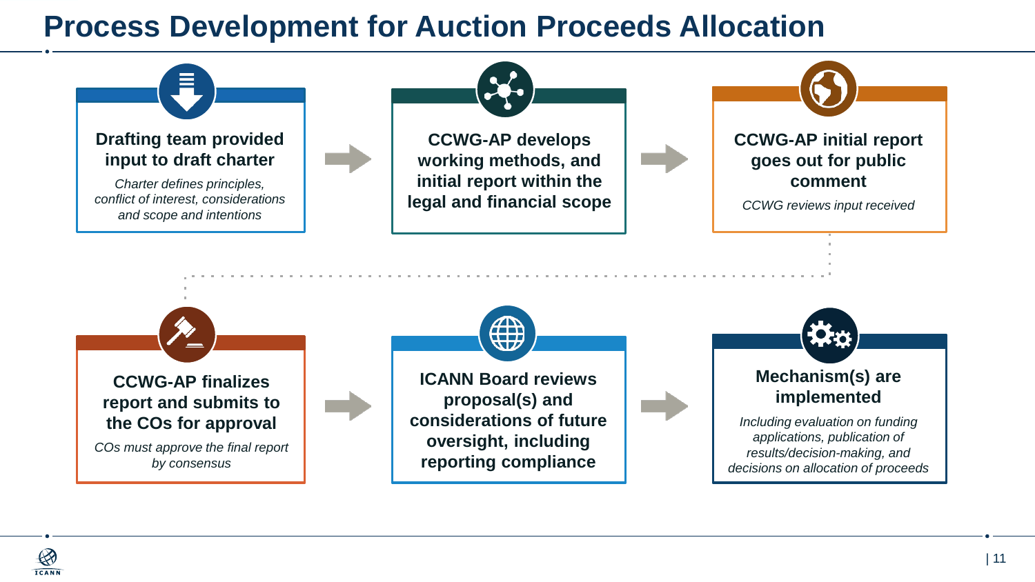# Process Development for Auction Proceeds Allocation

1. **Drafting team provided input to draft charter**

   *Charter defines principles, conflict of interest, considerations and scope and intentions*

2. **CCWG-AP develops working methods, and initial report within the legal and financial scope**

3. **CCWG-AP initial report goes out for public comment**

   *CCWG reviews input received*

4. **CCWG-AP finalizes report and submits to the COs for approval**

   *COs must approve the final report by consensus*

5. **ICANN Board reviews proposal(s) and considerations of future oversight, including reporting compliance**

6. **Mechanism(s) are implemented**

   *Including evaluation on funding applications, publication of results/decision-making, and decisions on allocation of proceeds*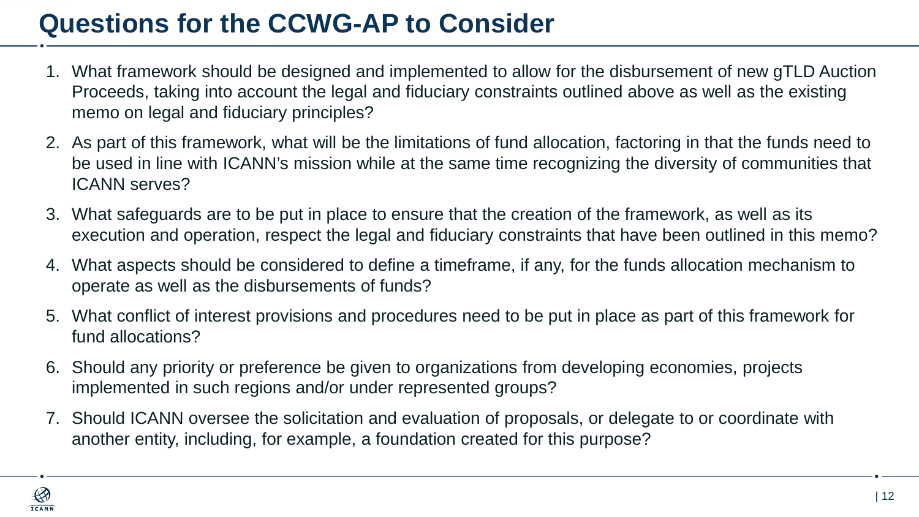# Questions for the CCWG-AP to Consider

1. What framework should be designed and implemented to allow for the disbursement of new gTLD Auction Proceeds, taking into account the legal and fiduciary constraints outlined above as well as the existing memo on legal and fiduciary principles?
2. As part of this framework, what will be the limitations of fund allocation, factoring in that the funds need to be used in line with ICANN's mission while at the same time recognizing the diversity of communities that ICANN serves?
3. What safeguards are to be put in place to ensure that the creation of the framework, as well as its execution and operation, respect the legal and fiduciary constraints that have been outlined in this memo?
4. What aspects should be considered to define a timeframe, if any, for the funds allocation mechanism to operate as well as the disbursements of funds?
5. What conflict of interest provisions and procedures need to be put in place as part of this framework for fund allocations?
6. Should any priority or preference be given to organizations from developing economies, projects implemented in such regions and/or under represented groups?
7. Should ICANN oversee the solicitation and evaluation of proposals, or delegate to or coordinate with another entity, including, for example, a foundation created for this purpose?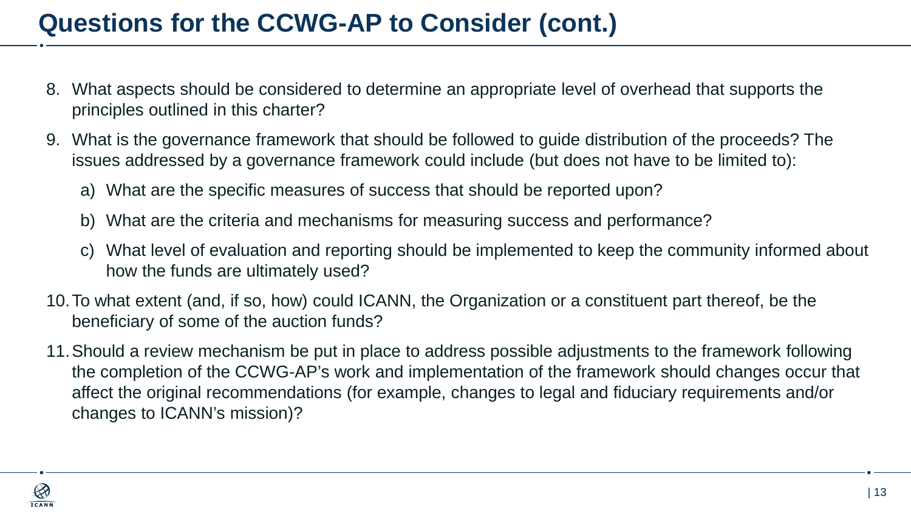# Questions for the CCWG-AP to Consider (cont.)

8. What aspects should be considered to determine an appropriate level of overhead that supports the principles outlined in this charter?
9. What is the governance framework that should be followed to guide distribution of the proceeds? The issues addressed by a governance framework could include (but does not have to be limited to):
   a) What are the specific measures of success that should be reported upon?
   b) What are the criteria and mechanisms for measuring success and performance?
   c) What level of evaluation and reporting should be implemented to keep the community informed about how the funds are ultimately used?
10. To what extent (and, if so, how) could ICANN, the Organization or a constituent part thereof, be the beneficiary of some of the auction funds?
11. Should a review mechanism be put in place to address possible adjustments to the framework following the completion of the CCWG-AP's work and implementation of the framework should changes occur that affect the original recommendations (for example, changes to legal and fiduciary requirements and/or changes to ICANN's mission)?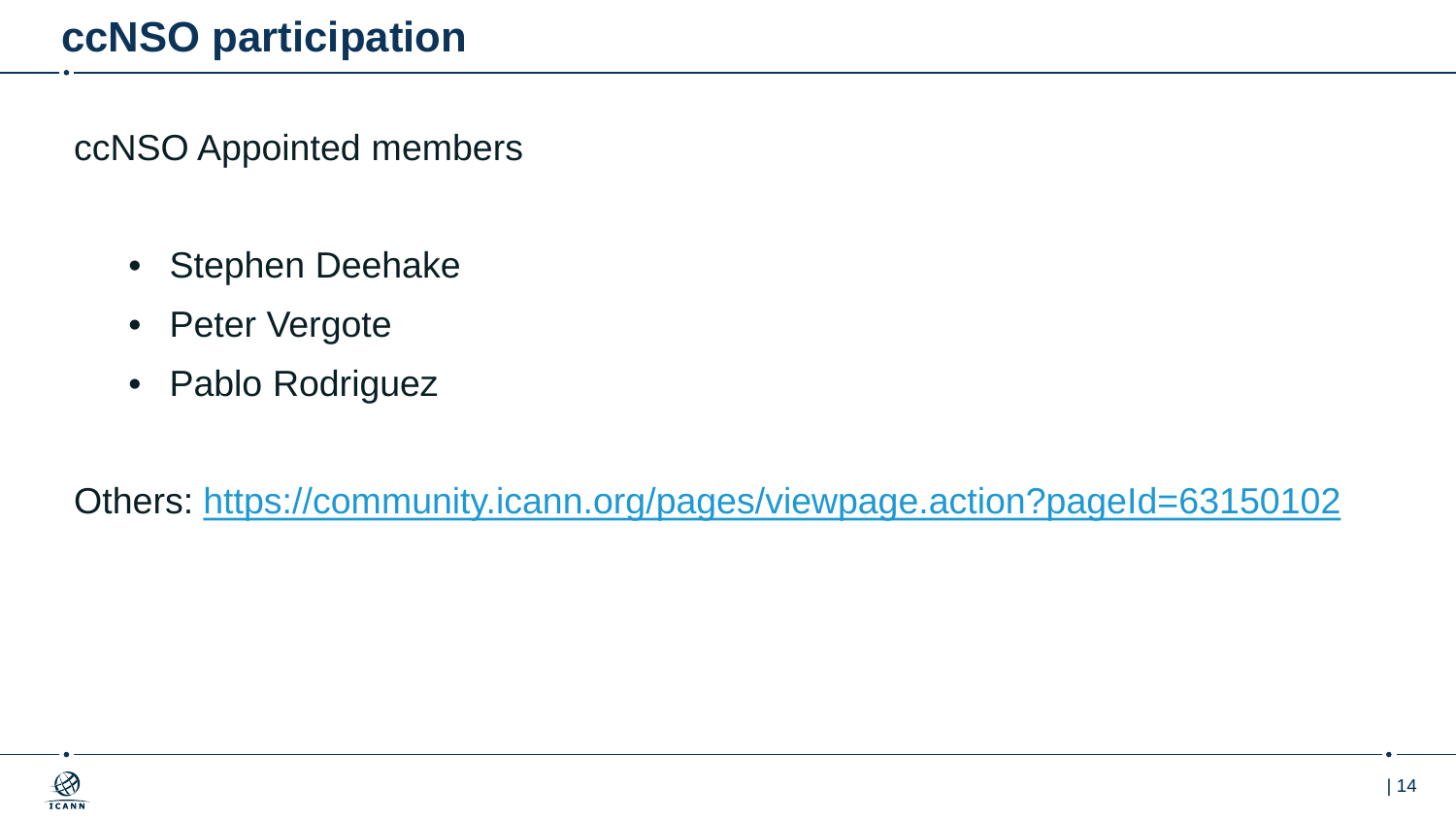# ccNSO participation

ccNSO Appointed members

- Stephen Deehake
- Peter Vergote
- Pablo Rodriguez

Others: https://community.icann.org/pages/viewpage.action?pageId=63150102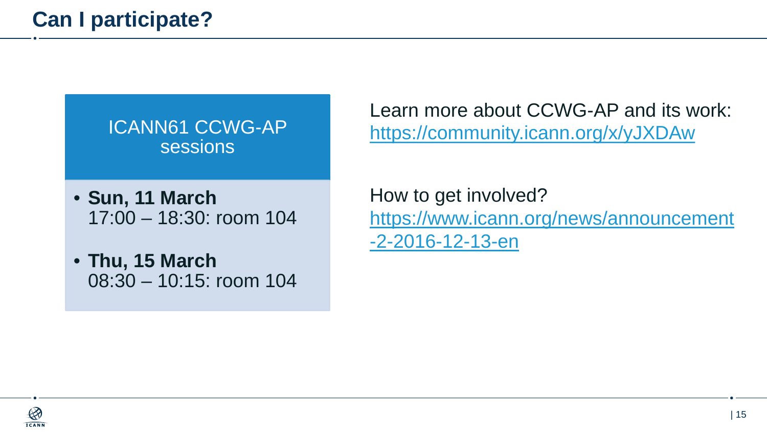# Can I participate?

**ICANN61 CCWG-AP sessions**

- **Sun, 11 March**
  17:00 – 18:30: room 104
- **Thu, 15 March**
  08:30 – 10:15: room 104

Learn more about CCWG-AP and its work:
https://community.icann.org/x/yJXDAw

How to get involved?
https://www.icann.org/news/announcement-2-2016-12-13-en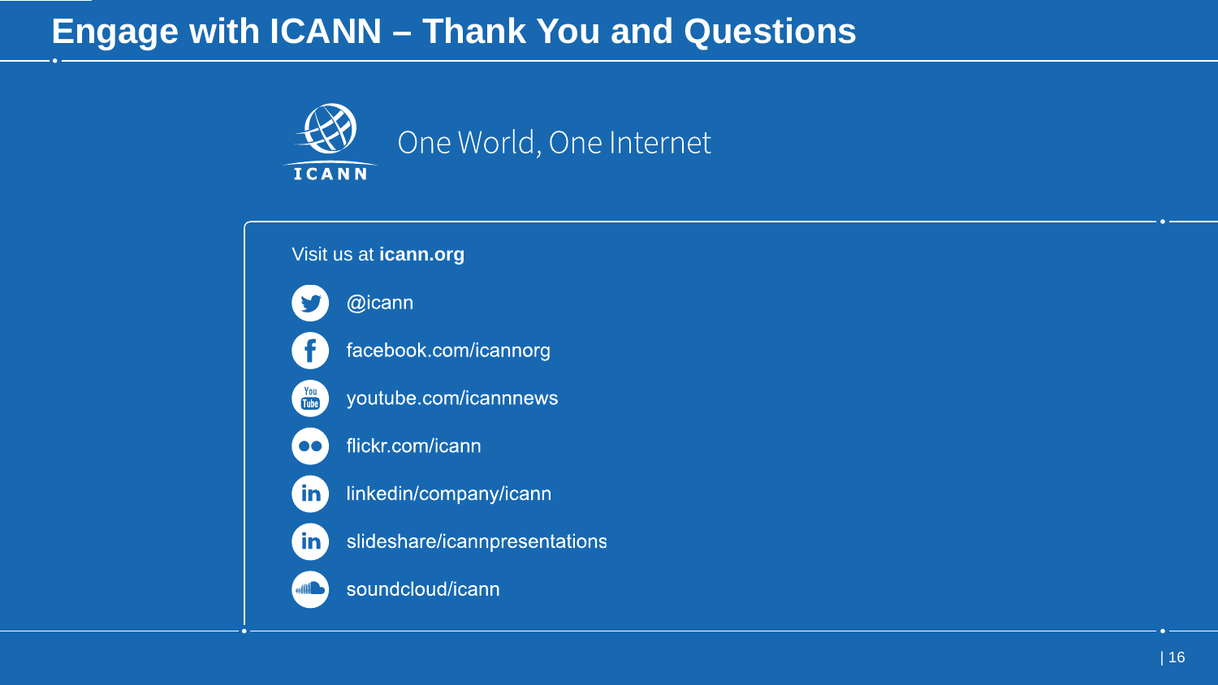# Engage with ICANN – Thank You and Questions

ICANN

One World, One Internet

Visit us at **icann.org**

- @icann
- facebook.com/icannorg
- youtube.com/icannnews
- flickr.com/icann
- linkedin/company/icann
- slideshare/icannpresentations
- soundcloud/icann